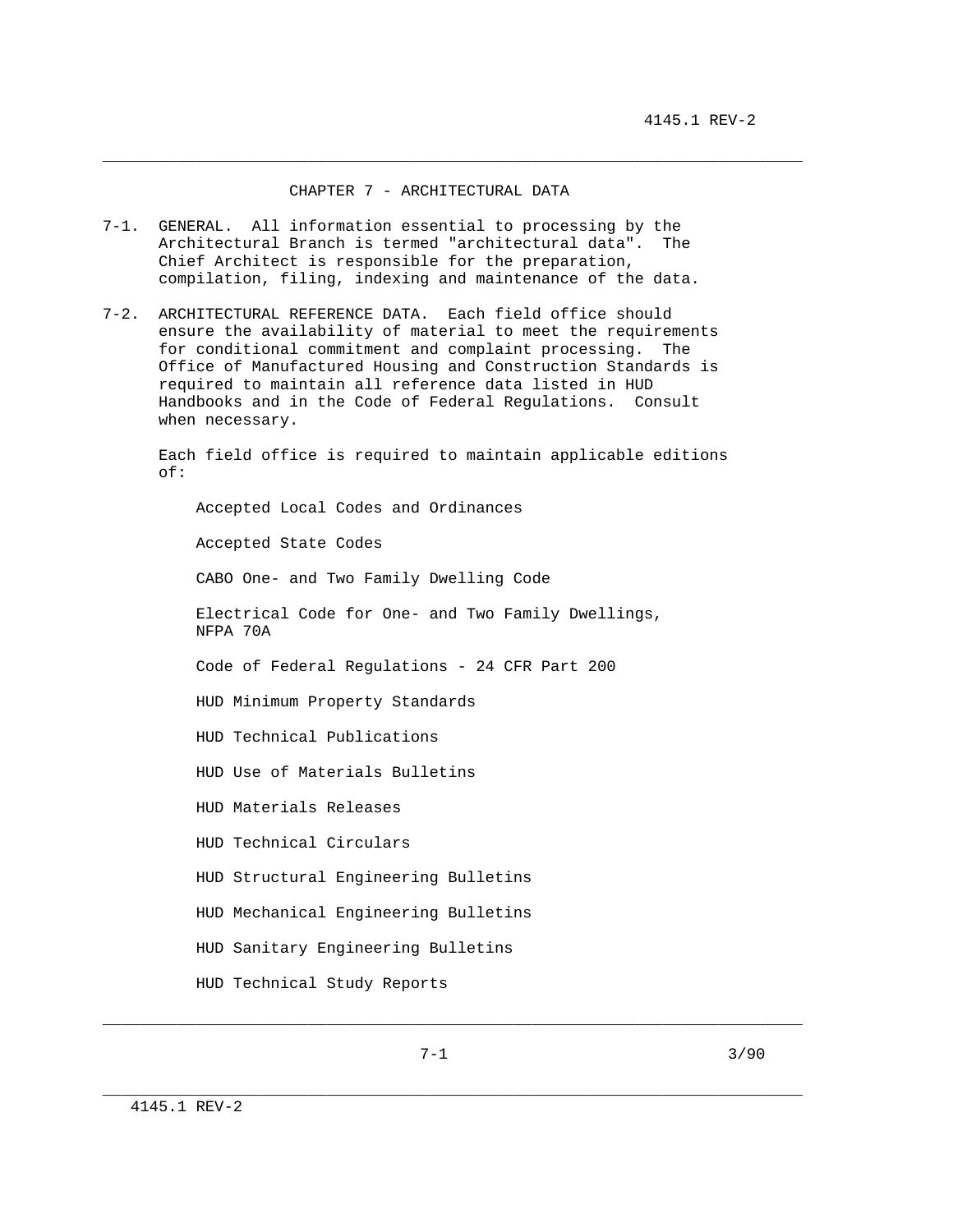# CHAPTER 7 - ARCHITECTURAL DATA

7-1. GENERAL. All information essential to processing by the Architectural Branch is termed "architectural data". The Chief Architect is responsible for the preparation, compilation, filing, indexing and maintenance of the data.

7-2. ARCHITECTURAL REFERENCE DATA. Each field office should ensure the availability of material to meet the requirements for conditional commitment and complaint processing. The Office of Manufactured Housing and Construction Standards is required to maintain all reference data listed in HUD Handbooks and in the Code of Federal Regulations. Consult when necessary.

Each field office is required to maintain applicable editions of:

- Accepted Local Codes and Ordinances
- Accepted State Codes
- CABO One- and Two Family Dwelling Code
- Electrical Code for One- and Two Family Dwellings, NFPA 70A
- Code of Federal Regulations - 24 CFR Part 200
- HUD Minimum Property Standards
- HUD Technical Publications
- HUD Use of Materials Bulletins
- HUD Materials Releases
- HUD Technical Circulars
- HUD Structural Engineering Bulletins
- HUD Mechanical Engineering Bulletins
- HUD Sanitary Engineering Bulletins
- HUD Technical Study Reports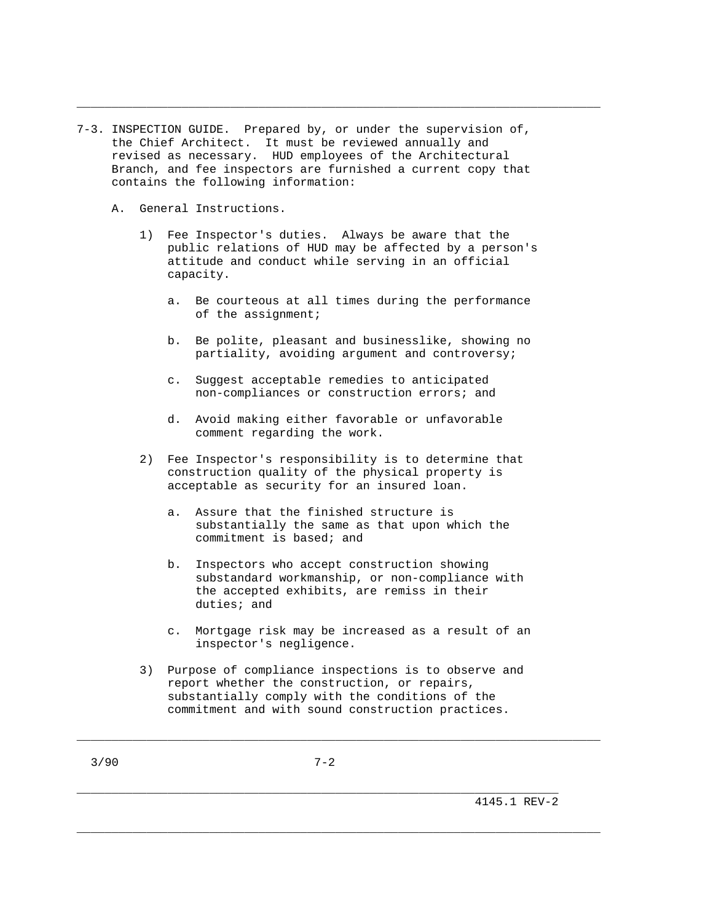7-3. INSPECTION GUIDE. Prepared by, or under the supervision of, the Chief Architect. It must be reviewed annually and revised as necessary. HUD employees of the Architectural Branch, and fee inspectors are furnished a current copy that contains the following information:

A. General Instructions.

1) Fee Inspector's duties. Always be aware that the public relations of HUD may be affected by a person's attitude and conduct while serving in an official capacity.

   a. Be courteous at all times during the performance of the assignment;

   b. Be polite, pleasant and businesslike, showing no partiality, avoiding argument and controversy;

   c. Suggest acceptable remedies to anticipated non-compliances or construction errors; and

   d. Avoid making either favorable or unfavorable comment regarding the work.

2) Fee Inspector's responsibility is to determine that construction quality of the physical property is acceptable as security for an insured loan.

   a. Assure that the finished structure is substantially the same as that upon which the commitment is based; and

   b. Inspectors who accept construction showing substandard workmanship, or non-compliance with the accepted exhibits, are remiss in their duties; and

   c. Mortgage risk may be increased as a result of an inspector's negligence.

3) Purpose of compliance inspections is to observe and report whether the construction, or repairs, substantially comply with the conditions of the commitment and with sound construction practices.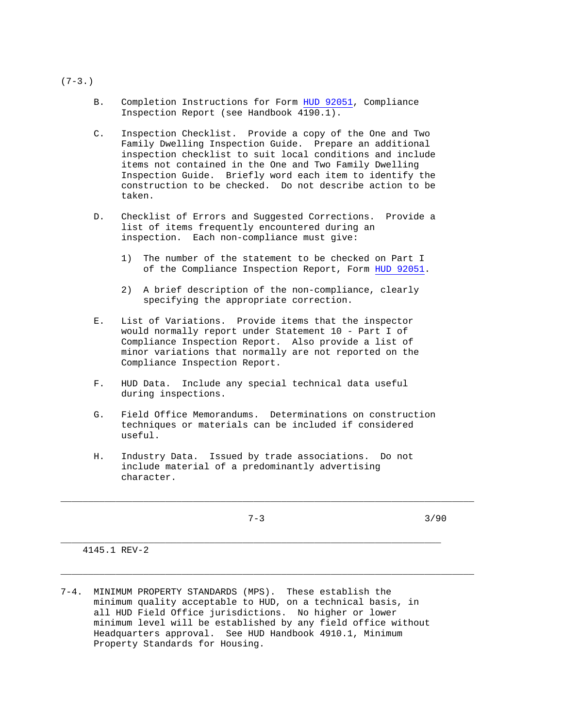(7-3.)

B. Completion Instructions for Form HUD 92051, Compliance Inspection Report (see Handbook 4190.1).

C. Inspection Checklist. Provide a copy of the One and Two Family Dwelling Inspection Guide. Prepare an additional inspection checklist to suit local conditions and include items not contained in the One and Two Family Dwelling Inspection Guide. Briefly word each item to identify the construction to be checked. Do not describe action to be taken.

D. Checklist of Errors and Suggested Corrections. Provide a list of items frequently encountered during an inspection. Each non-compliance must give:

   1) The number of the statement to be checked on Part I of the Compliance Inspection Report, Form HUD 92051.

   2) A brief description of the non-compliance, clearly specifying the appropriate correction.

E. List of Variations. Provide items that the inspector would normally report under Statement 10 - Part I of Compliance Inspection Report. Also provide a list of minor variations that normally are not reported on the Compliance Inspection Report.

F. HUD Data. Include any special technical data useful during inspections.

G. Field Office Memorandums. Determinations on construction techniques or materials can be included if considered useful.

H. Industry Data. Issued by trade associations. Do not include material of a predominantly advertising character.

7-4. MINIMUM PROPERTY STANDARDS (MPS). These establish the minimum quality acceptable to HUD, on a technical basis, in all HUD Field Office jurisdictions. No higher or lower minimum level will be established by any field office without Headquarters approval. See HUD Handbook 4910.1, Minimum Property Standards for Housing.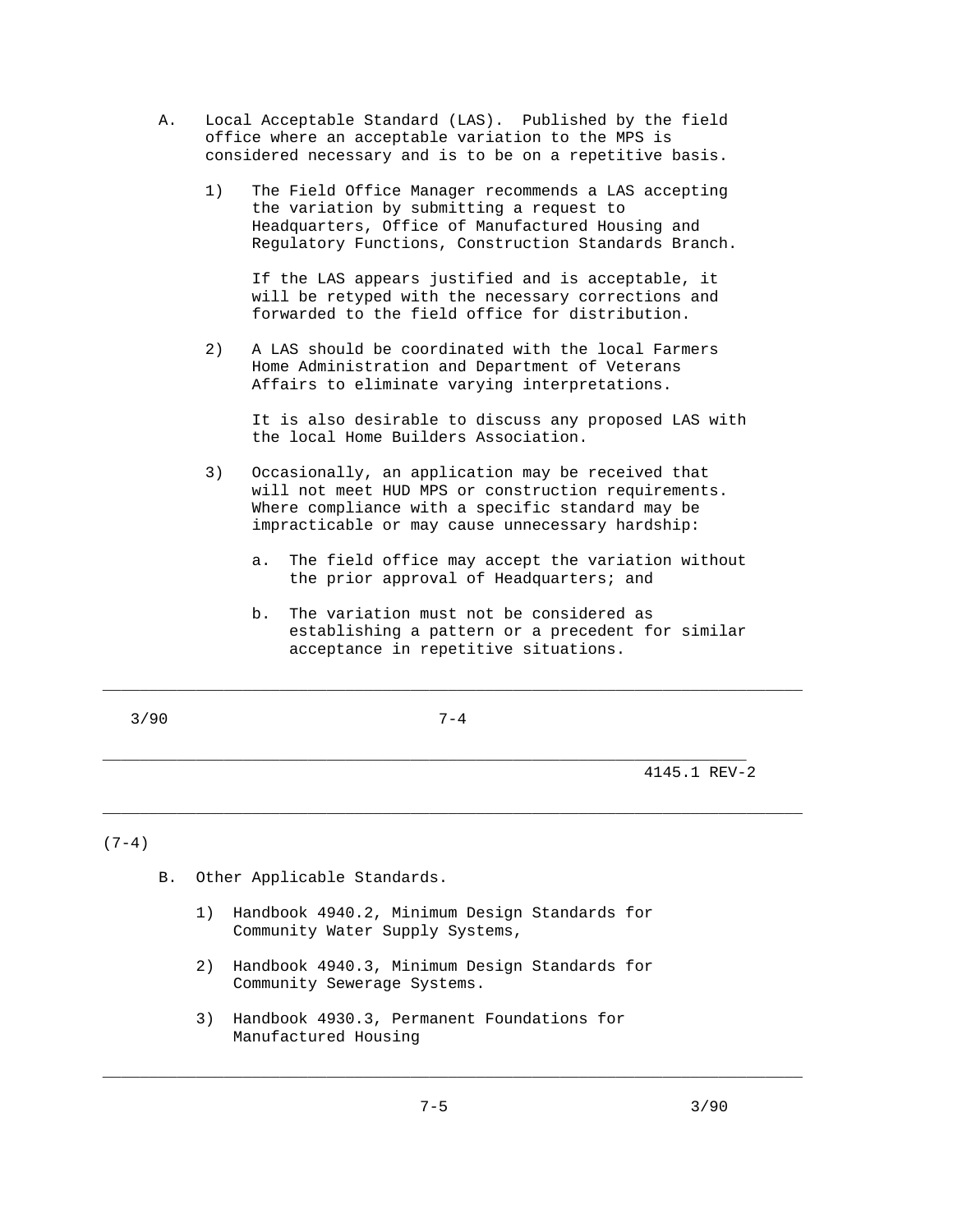A. Local Acceptable Standard (LAS). Published by the field office where an acceptable variation to the MPS is considered necessary and is to be on a repetitive basis.

   1) The Field Office Manager recommends a LAS accepting the variation by submitting a request to Headquarters, Office of Manufactured Housing and Regulatory Functions, Construction Standards Branch.

      If the LAS appears justified and is acceptable, it will be retyped with the necessary corrections and forwarded to the field office for distribution.

   2) A LAS should be coordinated with the local Farmers Home Administration and Department of Veterans Affairs to eliminate varying interpretations.

      It is also desirable to discuss any proposed LAS with the local Home Builders Association.

   3) Occasionally, an application may be received that will not meet HUD MPS or construction requirements. Where compliance with a specific standard may be impracticable or may cause unnecessary hardship:

      a. The field office may accept the variation without the prior approval of Headquarters; and

      b. The variation must not be considered as establishing a pattern or a precedent for similar acceptance in repetitive situations.

(7-4)

B. Other Applicable Standards.

   1) Handbook 4940.2, Minimum Design Standards for Community Water Supply Systems,

   2) Handbook 4940.3, Minimum Design Standards for Community Sewerage Systems.

   3) Handbook 4930.3, Permanent Foundations for Manufactured Housing